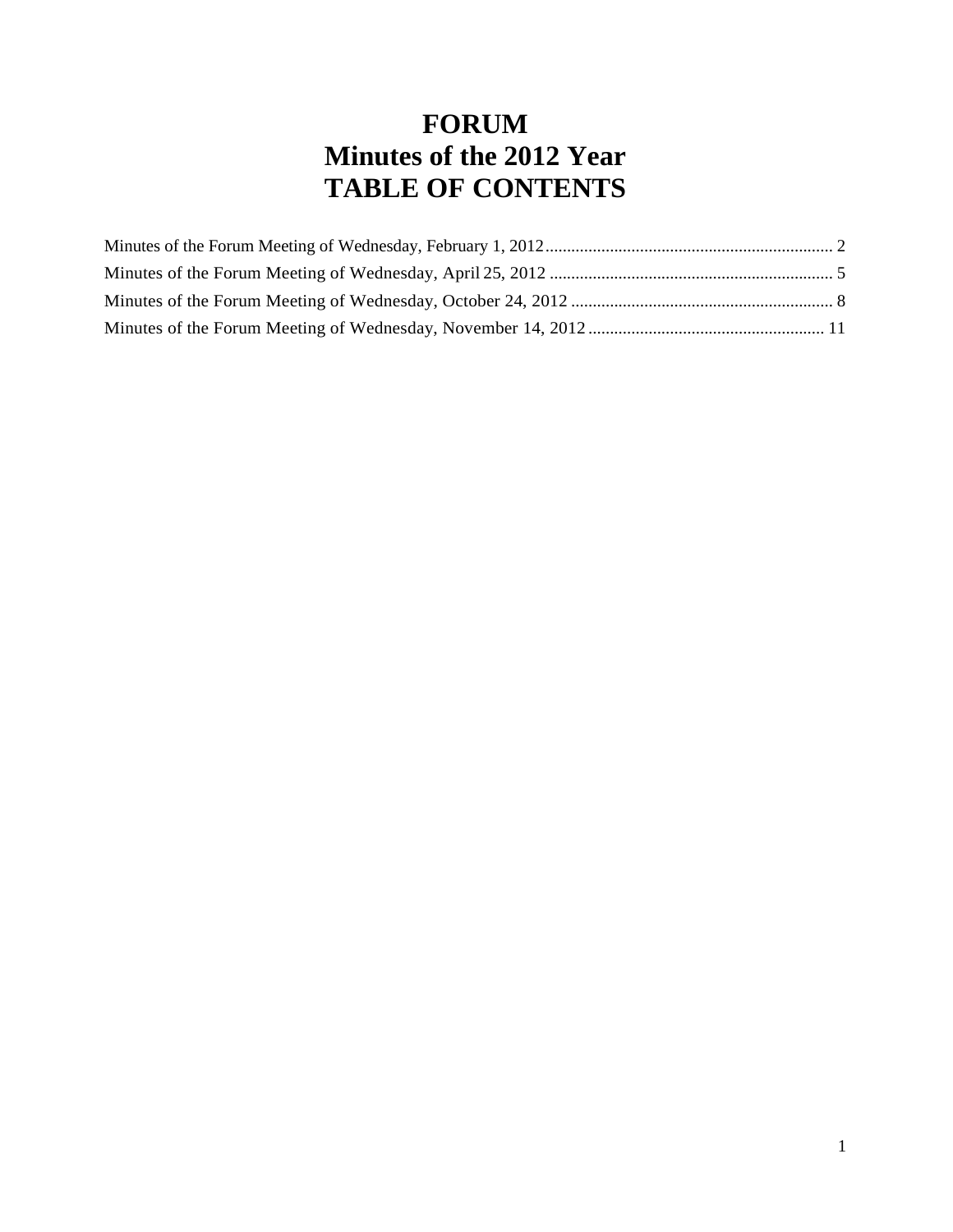# FORUM
# Minutes of the 2012 Year
# TABLE OF CONTENTS

Minutes of the Forum Meeting of Wednesday, February 1, 2012 .......... 2

Minutes of the Forum Meeting of Wednesday, April 25, 2012 .......... 5

Minutes of the Forum Meeting of Wednesday, October 24, 2012 .......... 8

Minutes of the Forum Meeting of Wednesday, November 14, 2012 .......... 11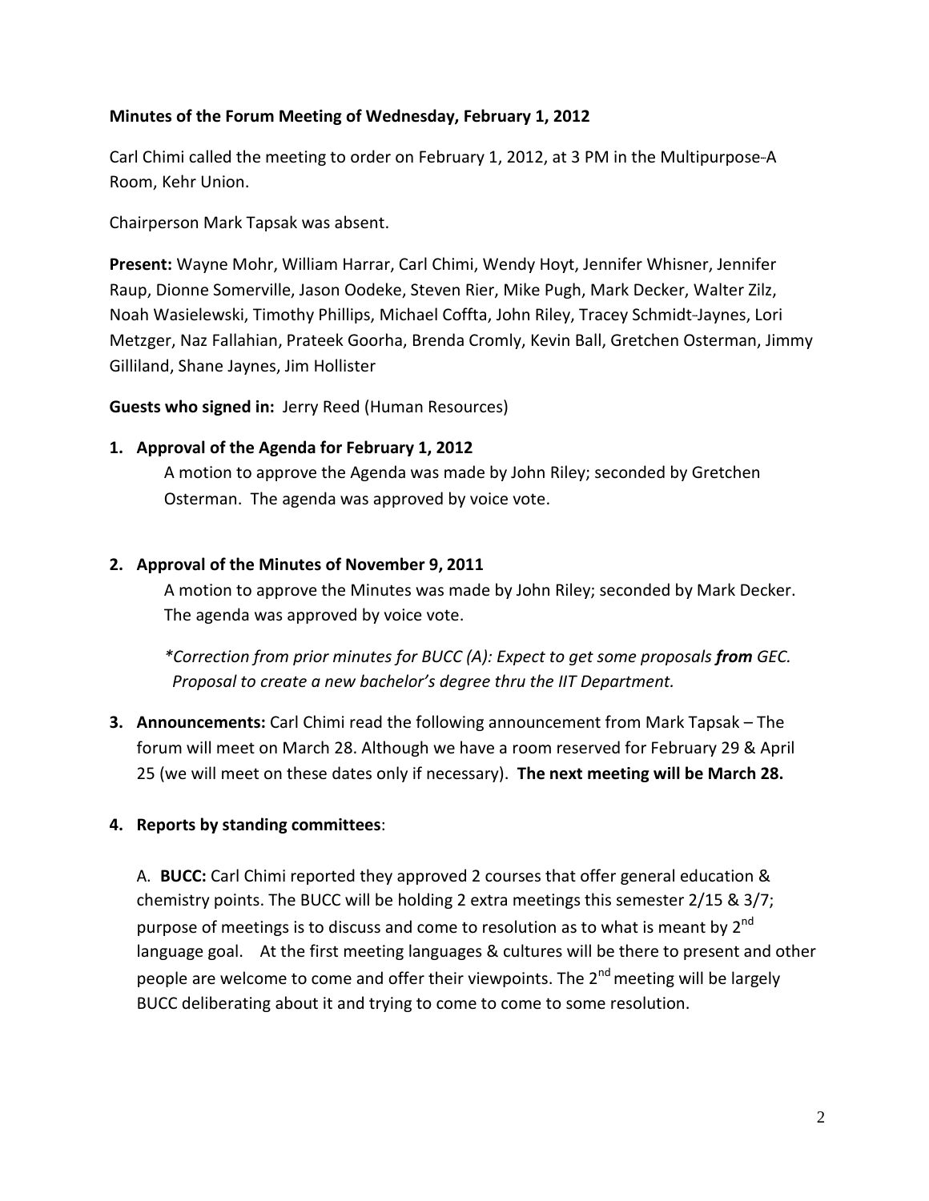**Minutes of the Forum Meeting of Wednesday, February 1, 2012**

Carl Chimi called the meeting to order on February 1, 2012, at 3 PM in the Multipurpose-A Room, Kehr Union.

Chairperson Mark Tapsak was absent.

**Present:** Wayne Mohr, William Harrar, Carl Chimi, Wendy Hoyt, Jennifer Whisner, Jennifer Raup, Dionne Somerville, Jason Oodeke, Steven Rier, Mike Pugh, Mark Decker, Walter Zilz, Noah Wasielewski, Timothy Phillips, Michael Coffta, John Riley, Tracey Schmidt-Jaynes, Lori Metzger, Naz Fallahian, Prateek Goorha, Brenda Cromly, Kevin Ball, Gretchen Osterman, Jimmy Gilliland, Shane Jaynes, Jim Hollister

**Guests who signed in:** Jerry Reed (Human Resources)

1. **Approval of the Agenda for February 1, 2012**

   A motion to approve the Agenda was made by John Riley; seconded by Gretchen Osterman. The agenda was approved by voice vote.

2. **Approval of the Minutes of November 9, 2011**

   A motion to approve the Minutes was made by John Riley; seconded by Mark Decker. The agenda was approved by voice vote.

   *\*Correction from prior minutes for BUCC (A): Expect to get some proposals **from** GEC. Proposal to create a new bachelor's degree thru the IIT Department.*

3. **Announcements:** Carl Chimi read the following announcement from Mark Tapsak – The forum will meet on March 28. Although we have a room reserved for February 29 & April 25 (we will meet on these dates only if necessary). **The next meeting will be March 28.**

4. **Reports by standing committees**:

   A. **BUCC:** Carl Chimi reported they approved 2 courses that offer general education & chemistry points. The BUCC will be holding 2 extra meetings this semester 2/15 & 3/7; purpose of meetings is to discuss and come to resolution as to what is meant by 2nd language goal. At the first meeting languages & cultures will be there to present and other people are welcome to come and offer their viewpoints. The 2nd meeting will be largely BUCC deliberating about it and trying to come to come to some resolution.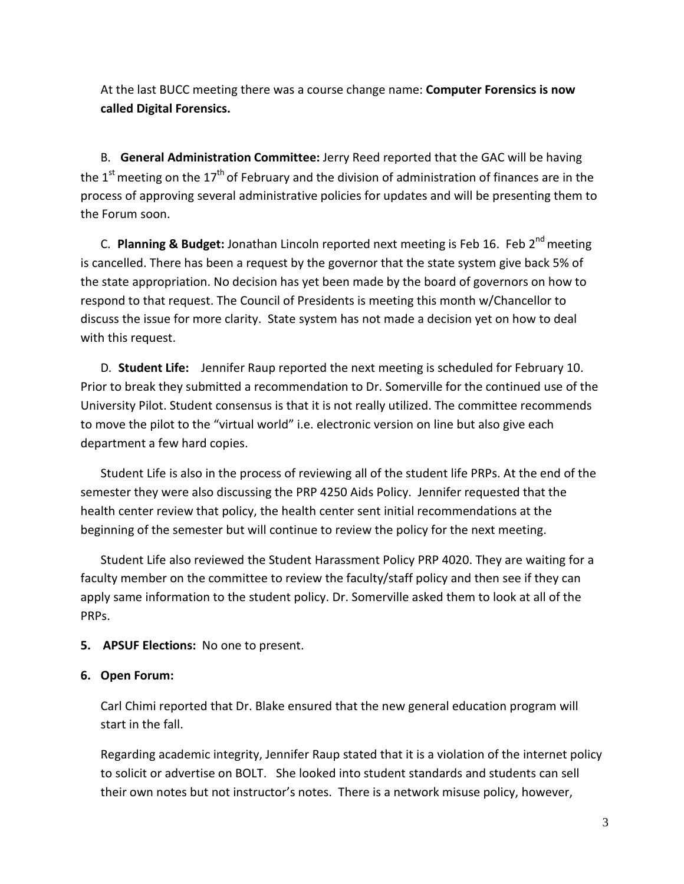At the last BUCC meeting there was a course change name: **Computer Forensics is now called Digital Forensics.**

B. **General Administration Committee:** Jerry Reed reported that the GAC will be having the 1st meeting on the 17th of February and the division of administration of finances are in the process of approving several administrative policies for updates and will be presenting them to the Forum soon.

C. **Planning & Budget:** Jonathan Lincoln reported next meeting is Feb 16. Feb 2nd meeting is cancelled. There has been a request by the governor that the state system give back 5% of the state appropriation. No decision has yet been made by the board of governors on how to respond to that request. The Council of Presidents is meeting this month w/Chancellor to discuss the issue for more clarity. State system has not made a decision yet on how to deal with this request.

D. **Student Life:** Jennifer Raup reported the next meeting is scheduled for February 10. Prior to break they submitted a recommendation to Dr. Somerville for the continued use of the University Pilot. Student consensus is that it is not really utilized. The committee recommends to move the pilot to the "virtual world" i.e. electronic version on line but also give each department a few hard copies.

Student Life is also in the process of reviewing all of the student life PRPs. At the end of the semester they were also discussing the PRP 4250 Aids Policy. Jennifer requested that the health center review that policy, the health center sent initial recommendations at the beginning of the semester but will continue to review the policy for the next meeting.

Student Life also reviewed the Student Harassment Policy PRP 4020. They are waiting for a faculty member on the committee to review the faculty/staff policy and then see if they can apply same information to the student policy. Dr. Somerville asked them to look at all of the PRPs.

**5. APSUF Elections:** No one to present.

**6. Open Forum:**

Carl Chimi reported that Dr. Blake ensured that the new general education program will start in the fall.

Regarding academic integrity, Jennifer Raup stated that it is a violation of the internet policy to solicit or advertise on BOLT. She looked into student standards and students can sell their own notes but not instructor's notes. There is a network misuse policy, however,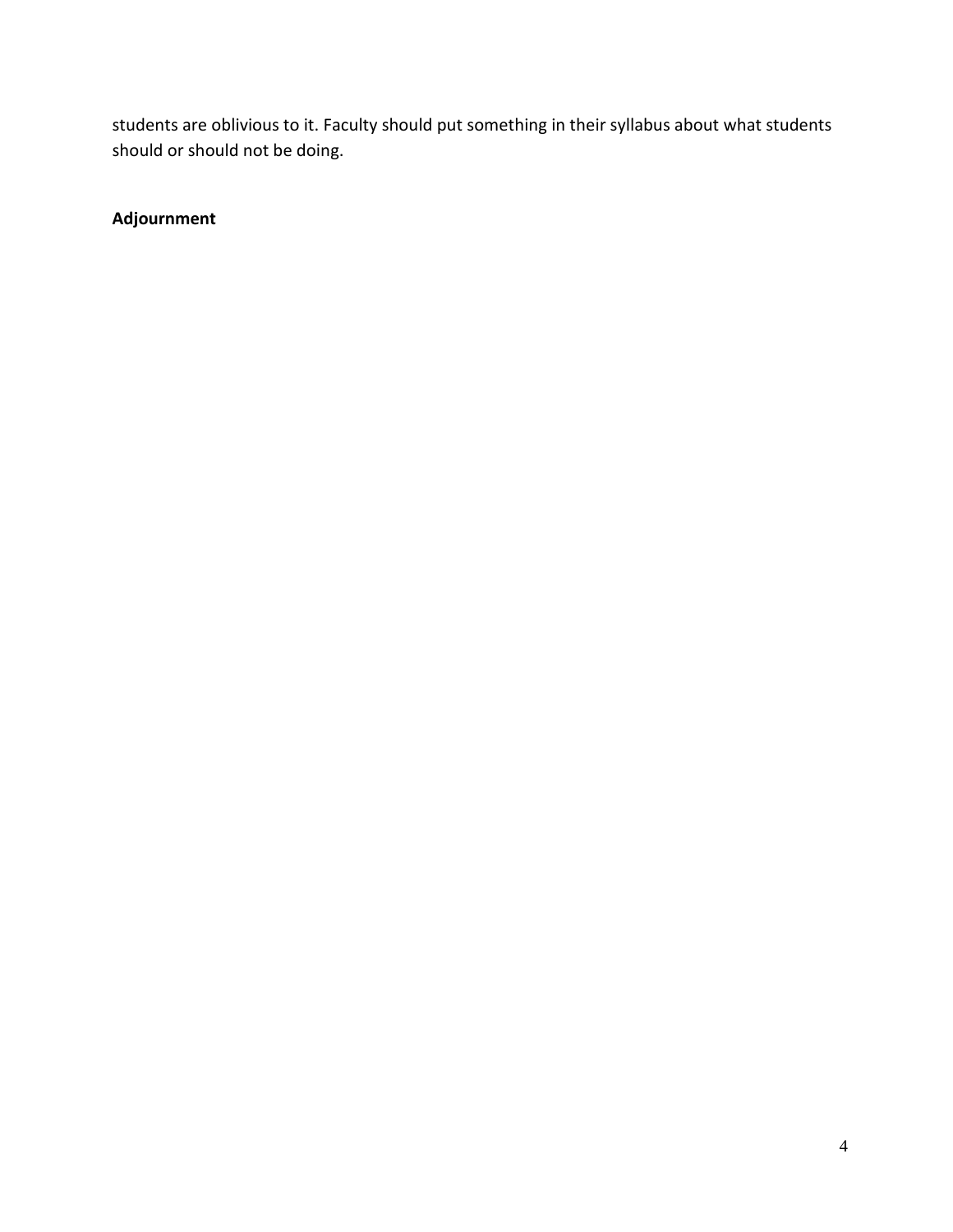students are oblivious to it. Faculty should put something in their syllabus about what students should or should not be doing.

**Adjournment**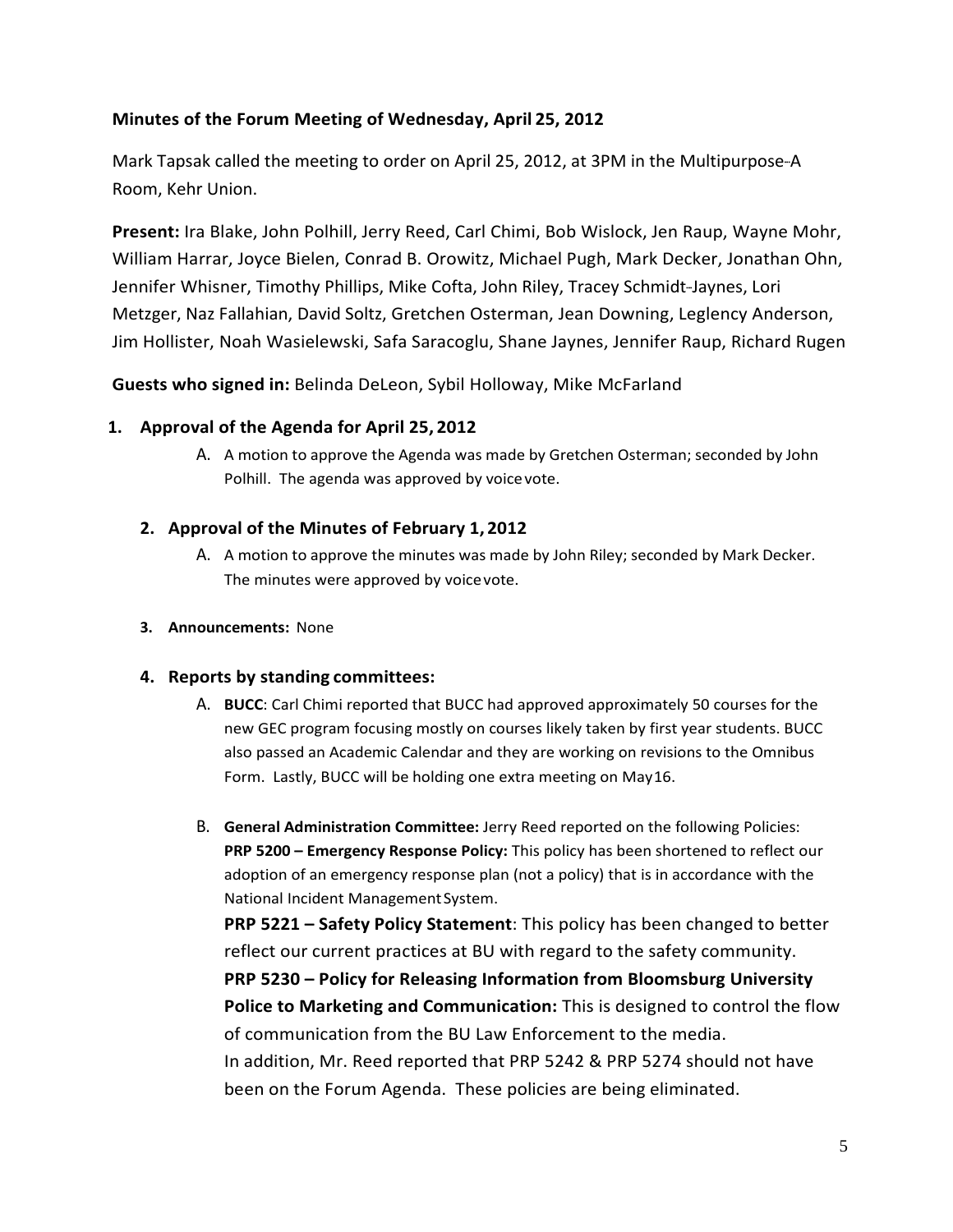**Minutes of the Forum Meeting of Wednesday, April 25, 2012**

Mark Tapsak called the meeting to order on April 25, 2012, at 3PM in the Multipurpose-A Room, Kehr Union.

**Present:** Ira Blake, John Polhill, Jerry Reed, Carl Chimi, Bob Wislock, Jen Raup, Wayne Mohr, William Harrar, Joyce Bielen, Conrad B. Orowitz, Michael Pugh, Mark Decker, Jonathan Ohn, Jennifer Whisner, Timothy Phillips, Mike Cofta, John Riley, Tracey Schmidt-Jaynes, Lori Metzger, Naz Fallahian, David Soltz, Gretchen Osterman, Jean Downing, Leglency Anderson, Jim Hollister, Noah Wasielewski, Safa Saracoglu, Shane Jaynes, Jennifer Raup, Richard Rugen

**Guests who signed in:** Belinda DeLeon, Sybil Holloway, Mike McFarland

1. **Approval of the Agenda for April 25, 2012**
   A. A motion to approve the Agenda was made by Gretchen Osterman; seconded by John Polhill. The agenda was approved by voice vote.

2. **Approval of the Minutes of February 1, 2012**
   A. A motion to approve the minutes was made by John Riley; seconded by Mark Decker. The minutes were approved by voice vote.

3. **Announcements:** None

4. **Reports by standing committees:**
   A. **BUCC**: Carl Chimi reported that BUCC had approved approximately 50 courses for the new GEC program focusing mostly on courses likely taken by first year students. BUCC also passed an Academic Calendar and they are working on revisions to the Omnibus Form. Lastly, BUCC will be holding one extra meeting on May 16.

   B. **General Administration Committee:** Jerry Reed reported on the following Policies:
   **PRP 5200 – Emergency Response Policy:** This policy has been shortened to reflect our adoption of an emergency response plan (not a policy) that is in accordance with the National Incident Management System.
   **PRP 5221 – Safety Policy Statement**: This policy has been changed to better reflect our current practices at BU with regard to the safety community.
   **PRP 5230 – Policy for Releasing Information from Bloomsburg University Police to Marketing and Communication:** This is designed to control the flow of communication from the BU Law Enforcement to the media.
   In addition, Mr. Reed reported that PRP 5242 & PRP 5274 should not have been on the Forum Agenda. These policies are being eliminated.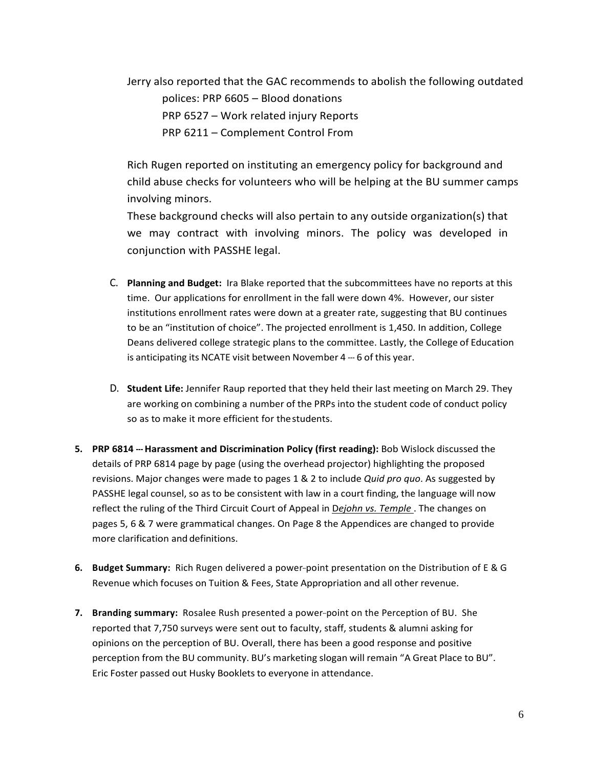Jerry also reported that the GAC recommends to abolish the following outdated polices: PRP 6605 – Blood donations

PRP 6527 – Work related injury Reports

PRP 6211 – Complement Control From

Rich Rugen reported on instituting an emergency policy for background and child abuse checks for volunteers who will be helping at the BU summer camps involving minors.

These background checks will also pertain to any outside organization(s) that we may contract with involving minors. The policy was developed in conjunction with PASSHE legal.

C. **Planning and Budget:** Ira Blake reported that the subcommittees have no reports at this time. Our applications for enrollment in the fall were down 4%. However, our sister institutions enrollment rates were down at a greater rate, suggesting that BU continues to be an "institution of choice". The projected enrollment is 1,450. In addition, College Deans delivered college strategic plans to the committee. Lastly, the College of Education is anticipating its NCATE visit between November 4 -- 6 of this year.

D. **Student Life:** Jennifer Raup reported that they held their last meeting on March 29. They are working on combining a number of the PRPs into the student code of conduct policy so as to make it more efficient for the students.

5. **PRP 6814 -- Harassment and Discrimination Policy (first reading):** Bob Wislock discussed the details of PRP 6814 page by page (using the overhead projector) highlighting the proposed revisions. Major changes were made to pages 1 & 2 to include *Quid pro quo*. As suggested by PASSHE legal counsel, so as to be consistent with law in a court finding, the language will now reflect the ruling of the Third Circuit Court of Appeal in *Dejohn vs. Temple* . The changes on pages 5, 6 & 7 were grammatical changes. On Page 8 the Appendices are changed to provide more clarification and definitions.

6. **Budget Summary:** Rich Rugen delivered a power-point presentation on the Distribution of E & G Revenue which focuses on Tuition & Fees, State Appropriation and all other revenue.

7. **Branding summary:** Rosalee Rush presented a power-point on the Perception of BU. She reported that 7,750 surveys were sent out to faculty, staff, students & alumni asking for opinions on the perception of BU. Overall, there has been a good response and positive perception from the BU community. BU's marketing slogan will remain "A Great Place to BU". Eric Foster passed out Husky Booklets to everyone in attendance.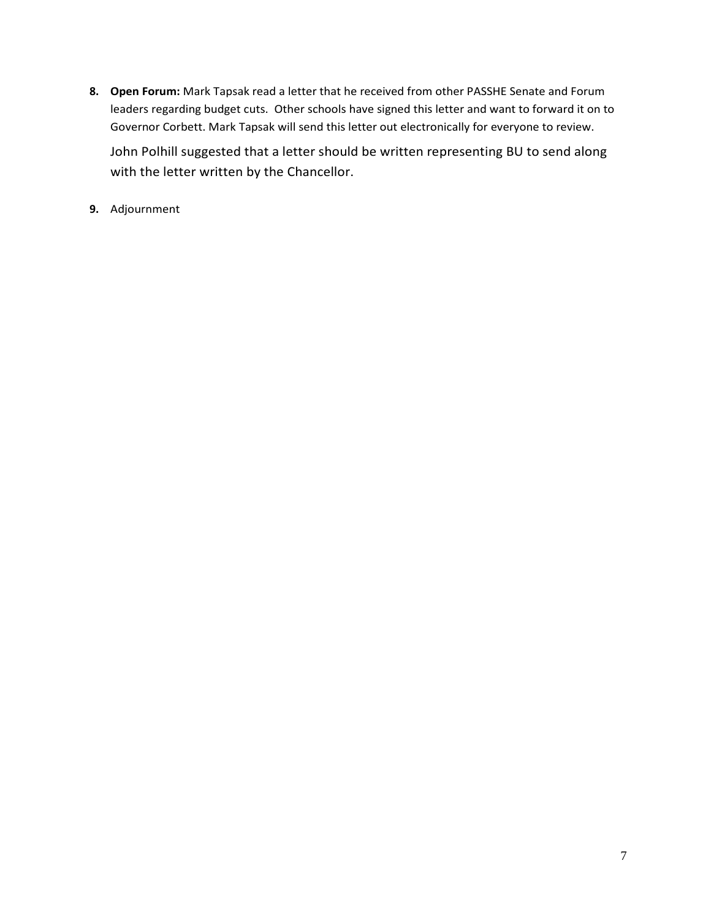8. **Open Forum:** Mark Tapsak read a letter that he received from other PASSHE Senate and Forum leaders regarding budget cuts. Other schools have signed this letter and want to forward it on to Governor Corbett. Mark Tapsak will send this letter out electronically for everyone to review.

   John Polhill suggested that a letter should be written representing BU to send along with the letter written by the Chancellor.

9. Adjournment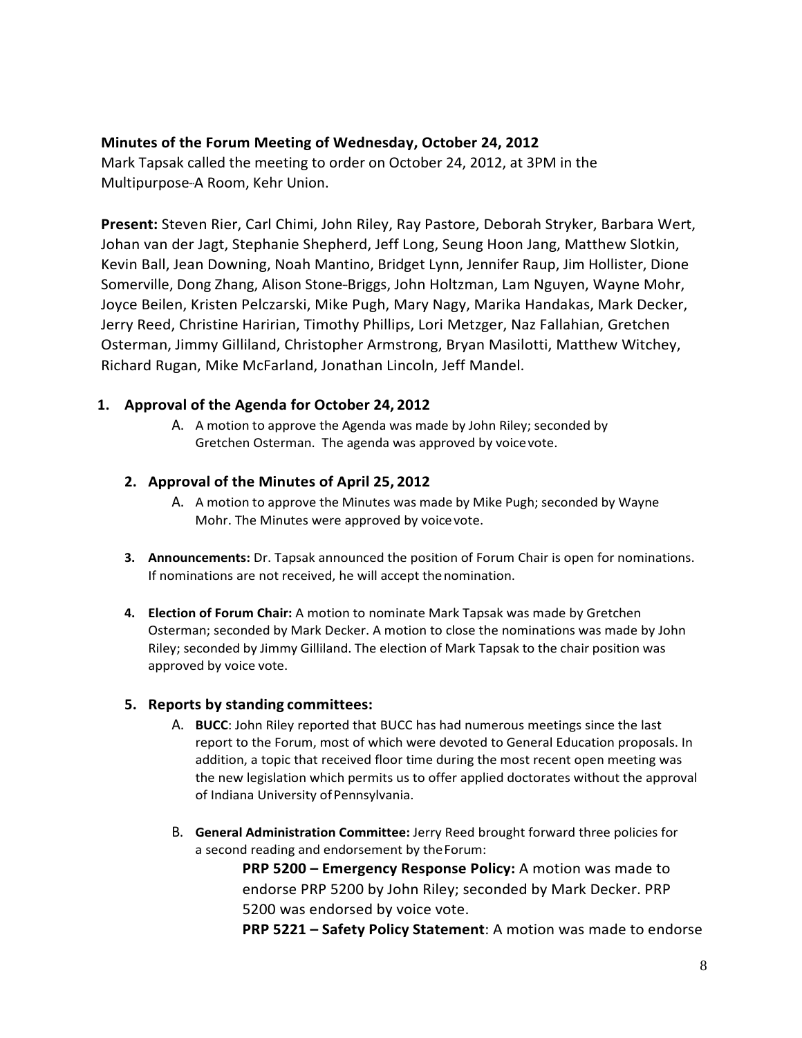**Minutes of the Forum Meeting of Wednesday, October 24, 2012**

Mark Tapsak called the meeting to order on October 24, 2012, at 3PM in the Multipurpose-A Room, Kehr Union.

**Present:** Steven Rier, Carl Chimi, John Riley, Ray Pastore, Deborah Stryker, Barbara Wert, Johan van der Jagt, Stephanie Shepherd, Jeff Long, Seung Hoon Jang, Matthew Slotkin, Kevin Ball, Jean Downing, Noah Mantino, Bridget Lynn, Jennifer Raup, Jim Hollister, Dione Somerville, Dong Zhang, Alison Stone-Briggs, John Holtzman, Lam Nguyen, Wayne Mohr, Joyce Beilen, Kristen Pelczarski, Mike Pugh, Mary Nagy, Marika Handakas, Mark Decker, Jerry Reed, Christine Haririan, Timothy Phillips, Lori Metzger, Naz Fallahian, Gretchen Osterman, Jimmy Gilliland, Christopher Armstrong, Bryan Masilotti, Matthew Witchey, Richard Rugan, Mike McFarland, Jonathan Lincoln, Jeff Mandel.

1. **Approval of the Agenda for October 24, 2012**
   A. A motion to approve the Agenda was made by John Riley; seconded by Gretchen Osterman. The agenda was approved by voice vote.

2. **Approval of the Minutes of April 25, 2012**
   A. A motion to approve the Minutes was made by Mike Pugh; seconded by Wayne Mohr. The Minutes were approved by voice vote.

3. **Announcements:** Dr. Tapsak announced the position of Forum Chair is open for nominations. If nominations are not received, he will accept the nomination.

4. **Election of Forum Chair:** A motion to nominate Mark Tapsak was made by Gretchen Osterman; seconded by Mark Decker. A motion to close the nominations was made by John Riley; seconded by Jimmy Gilliland. The election of Mark Tapsak to the chair position was approved by voice vote.

5. **Reports by standing committees:**
   A. **BUCC**: John Riley reported that BUCC has had numerous meetings since the last report to the Forum, most of which were devoted to General Education proposals. In addition, a topic that received floor time during the most recent open meeting was the new legislation which permits us to offer applied doctorates without the approval of Indiana University of Pennsylvania.

   B. **General Administration Committee:** Jerry Reed brought forward three policies for a second reading and endorsement by the Forum:

      **PRP 5200 – Emergency Response Policy:** A motion was made to endorse PRP 5200 by John Riley; seconded by Mark Decker. PRP 5200 was endorsed by voice vote.

      **PRP 5221 – Safety Policy Statement**: A motion was made to endorse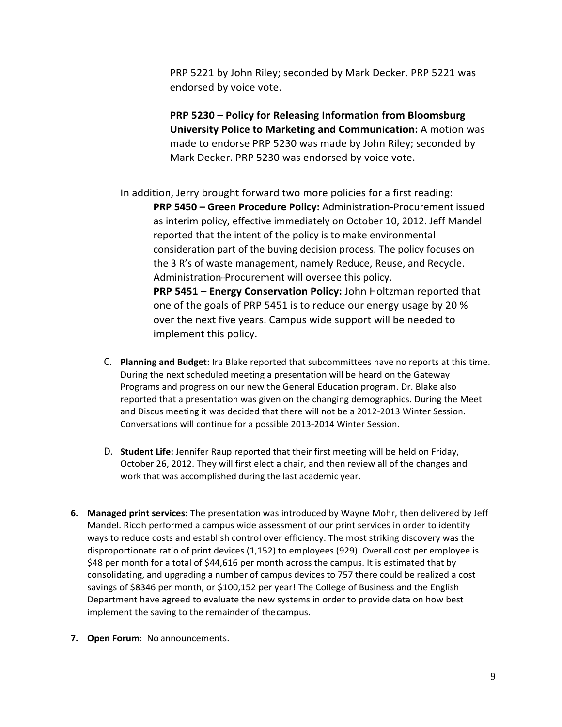PRP 5221 by John Riley; seconded by Mark Decker. PRP 5221 was endorsed by voice vote.

**PRP 5230 – Policy for Releasing Information from Bloomsburg University Police to Marketing and Communication:** A motion was made to endorse PRP 5230 was made by John Riley; seconded by Mark Decker. PRP 5230 was endorsed by voice vote.

In addition, Jerry brought forward two more policies for a first reading:

**PRP 5450 – Green Procedure Policy:** Administration-Procurement issued as interim policy, effective immediately on October 10, 2012. Jeff Mandel reported that the intent of the policy is to make environmental consideration part of the buying decision process. The policy focuses on the 3 R's of waste management, namely Reduce, Reuse, and Recycle. Administration-Procurement will oversee this policy.

**PRP 5451 – Energy Conservation Policy:** John Holtzman reported that one of the goals of PRP 5451 is to reduce our energy usage by 20 % over the next five years. Campus wide support will be needed to implement this policy.

C. **Planning and Budget:** Ira Blake reported that subcommittees have no reports at this time. During the next scheduled meeting a presentation will be heard on the Gateway Programs and progress on our new the General Education program. Dr. Blake also reported that a presentation was given on the changing demographics. During the Meet and Discus meeting it was decided that there will not be a 2012-2013 Winter Session. Conversations will continue for a possible 2013-2014 Winter Session.

D. **Student Life:** Jennifer Raup reported that their first meeting will be held on Friday, October 26, 2012. They will first elect a chair, and then review all of the changes and work that was accomplished during the last academic year.

6. **Managed print services:** The presentation was introduced by Wayne Mohr, then delivered by Jeff Mandel. Ricoh performed a campus wide assessment of our print services in order to identify ways to reduce costs and establish control over efficiency. The most striking discovery was the disproportionate ratio of print devices (1,152) to employees (929). Overall cost per employee is $48 per month for a total of $44,616 per month across the campus. It is estimated that by consolidating, and upgrading a number of campus devices to 757 there could be realized a cost savings of $8346 per month, or $100,152 per year! The College of Business and the English Department have agreed to evaluate the new systems in order to provide data on how best implement the saving to the remainder of the campus.

7. **Open Forum**: No announcements.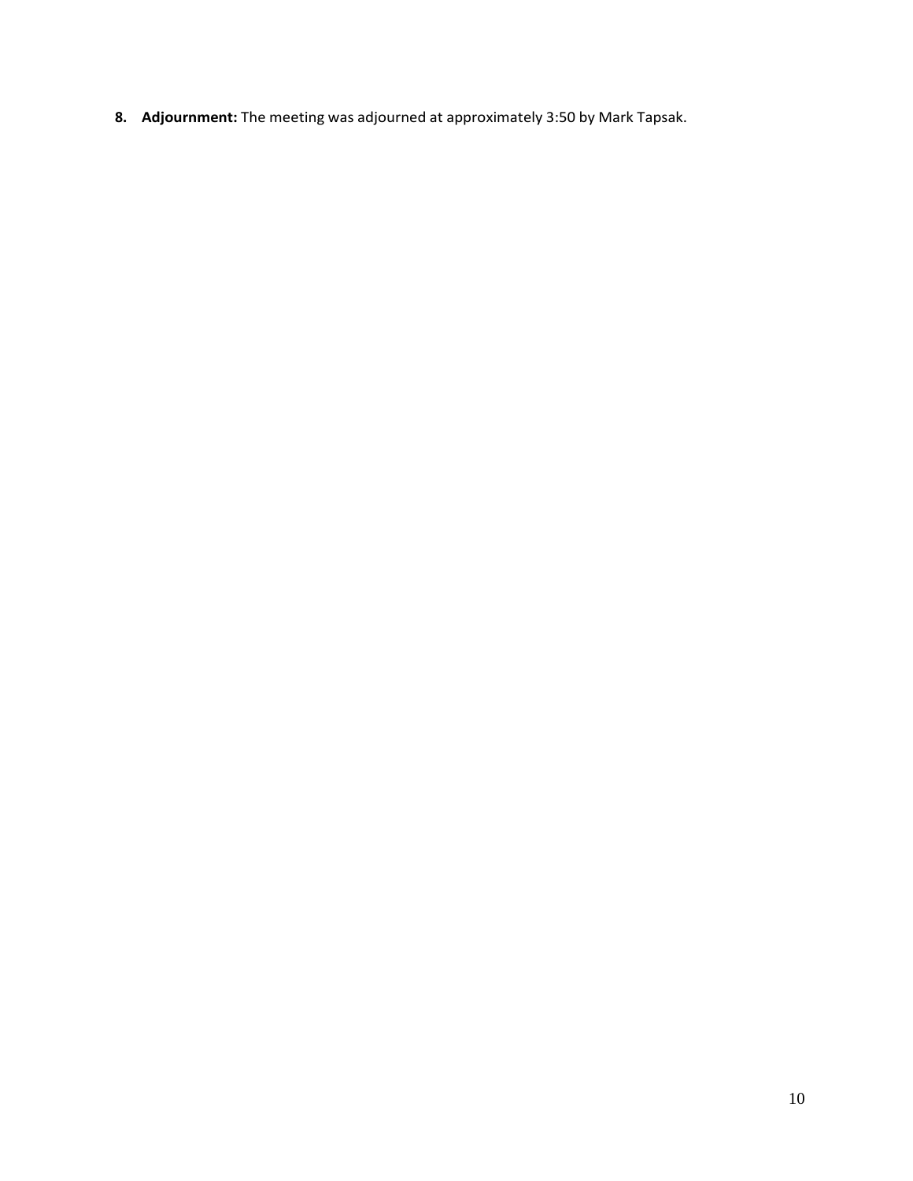8. **Adjournment:** The meeting was adjourned at approximately 3:50 by Mark Tapsak.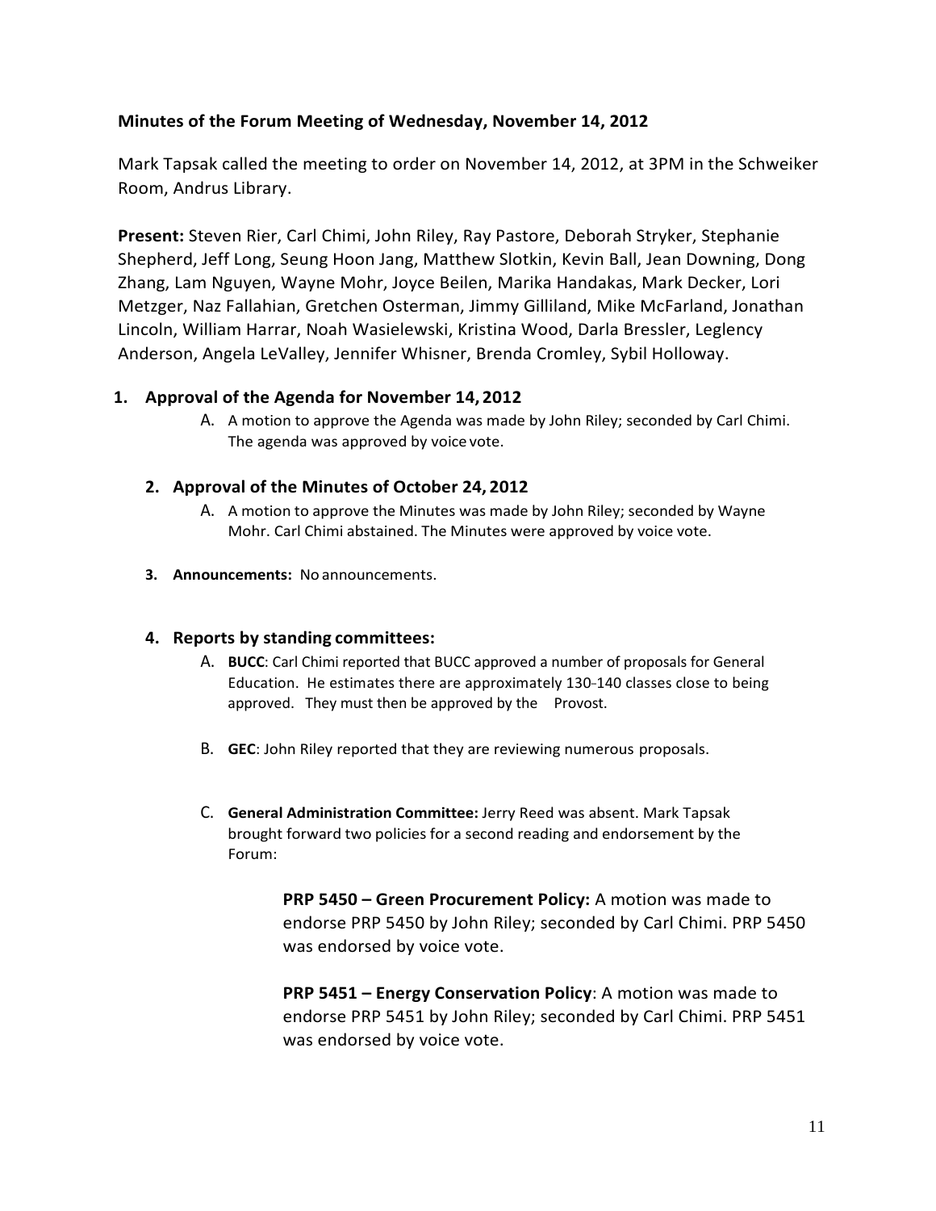**Minutes of the Forum Meeting of Wednesday, November 14, 2012**

Mark Tapsak called the meeting to order on November 14, 2012, at 3PM in the Schweiker Room, Andrus Library.

**Present:** Steven Rier, Carl Chimi, John Riley, Ray Pastore, Deborah Stryker, Stephanie Shepherd, Jeff Long, Seung Hoon Jang, Matthew Slotkin, Kevin Ball, Jean Downing, Dong Zhang, Lam Nguyen, Wayne Mohr, Joyce Beilen, Marika Handakas, Mark Decker, Lori Metzger, Naz Fallahian, Gretchen Osterman, Jimmy Gilliland, Mike McFarland, Jonathan Lincoln, William Harrar, Noah Wasielewski, Kristina Wood, Darla Bressler, Leglency Anderson, Angela LeValley, Jennifer Whisner, Brenda Cromley, Sybil Holloway.

1. **Approval of the Agenda for November 14, 2012**
   - A. A motion to approve the Agenda was made by John Riley; seconded by Carl Chimi. The agenda was approved by voice vote.

2. **Approval of the Minutes of October 24, 2012**
   - A. A motion to approve the Minutes was made by John Riley; seconded by Wayne Mohr. Carl Chimi abstained. The Minutes were approved by voice vote.

3. **Announcements:** No announcements.

4. **Reports by standing committees:**
   - A. **BUCC**: Carl Chimi reported that BUCC approved a number of proposals for General Education. He estimates there are approximately 130-140 classes close to being approved. They must then be approved by the Provost.
   - B. **GEC**: John Riley reported that they are reviewing numerous proposals.
   - C. **General Administration Committee:** Jerry Reed was absent. Mark Tapsak brought forward two policies for a second reading and endorsement by the Forum:

     **PRP 5450 – Green Procurement Policy:** A motion was made to endorse PRP 5450 by John Riley; seconded by Carl Chimi. PRP 5450 was endorsed by voice vote.

     **PRP 5451 – Energy Conservation Policy**: A motion was made to endorse PRP 5451 by John Riley; seconded by Carl Chimi. PRP 5451 was endorsed by voice vote.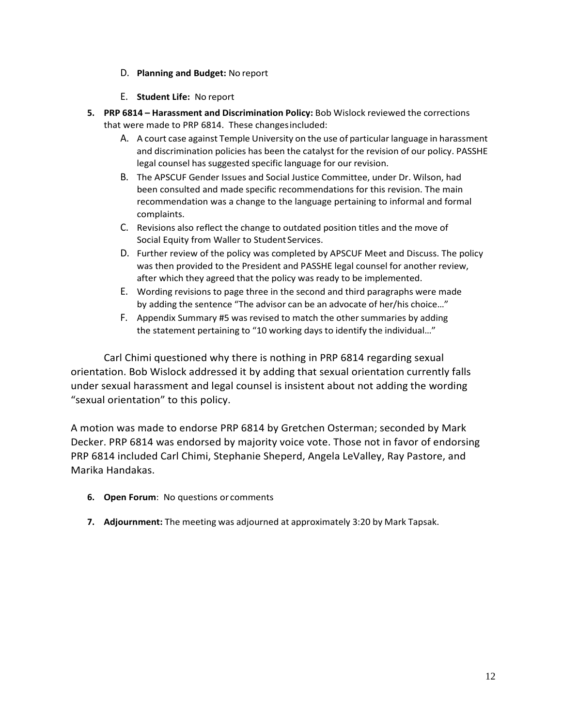D. **Planning and Budget:** No report

E. **Student Life:** No report

5. **PRP 6814 – Harassment and Discrimination Policy:** Bob Wislock reviewed the corrections that were made to PRP 6814. These changes included:
   A. A court case against Temple University on the use of particular language in harassment and discrimination policies has been the catalyst for the revision of our policy. PASSHE legal counsel has suggested specific language for our revision.
   B. The APSCUF Gender Issues and Social Justice Committee, under Dr. Wilson, had been consulted and made specific recommendations for this revision. The main recommendation was a change to the language pertaining to informal and formal complaints.
   C. Revisions also reflect the change to outdated position titles and the move of Social Equity from Waller to Student Services.
   D. Further review of the policy was completed by APSCUF Meet and Discuss. The policy was then provided to the President and PASSHE legal counsel for another review, after which they agreed that the policy was ready to be implemented.
   E. Wording revisions to page three in the second and third paragraphs were made by adding the sentence "The advisor can be an advocate of her/his choice…"
   F. Appendix Summary #5 was revised to match the other summaries by adding the statement pertaining to "10 working days to identify the individual…"

Carl Chimi questioned why there is nothing in PRP 6814 regarding sexual orientation. Bob Wislock addressed it by adding that sexual orientation currently falls under sexual harassment and legal counsel is insistent about not adding the wording "sexual orientation" to this policy.

A motion was made to endorse PRP 6814 by Gretchen Osterman; seconded by Mark Decker. PRP 6814 was endorsed by majority voice vote. Those not in favor of endorsing PRP 6814 included Carl Chimi, Stephanie Sheperd, Angela LeValley, Ray Pastore, and Marika Handakas.

6. **Open Forum**: No questions or comments

7. **Adjournment:** The meeting was adjourned at approximately 3:20 by Mark Tapsak.